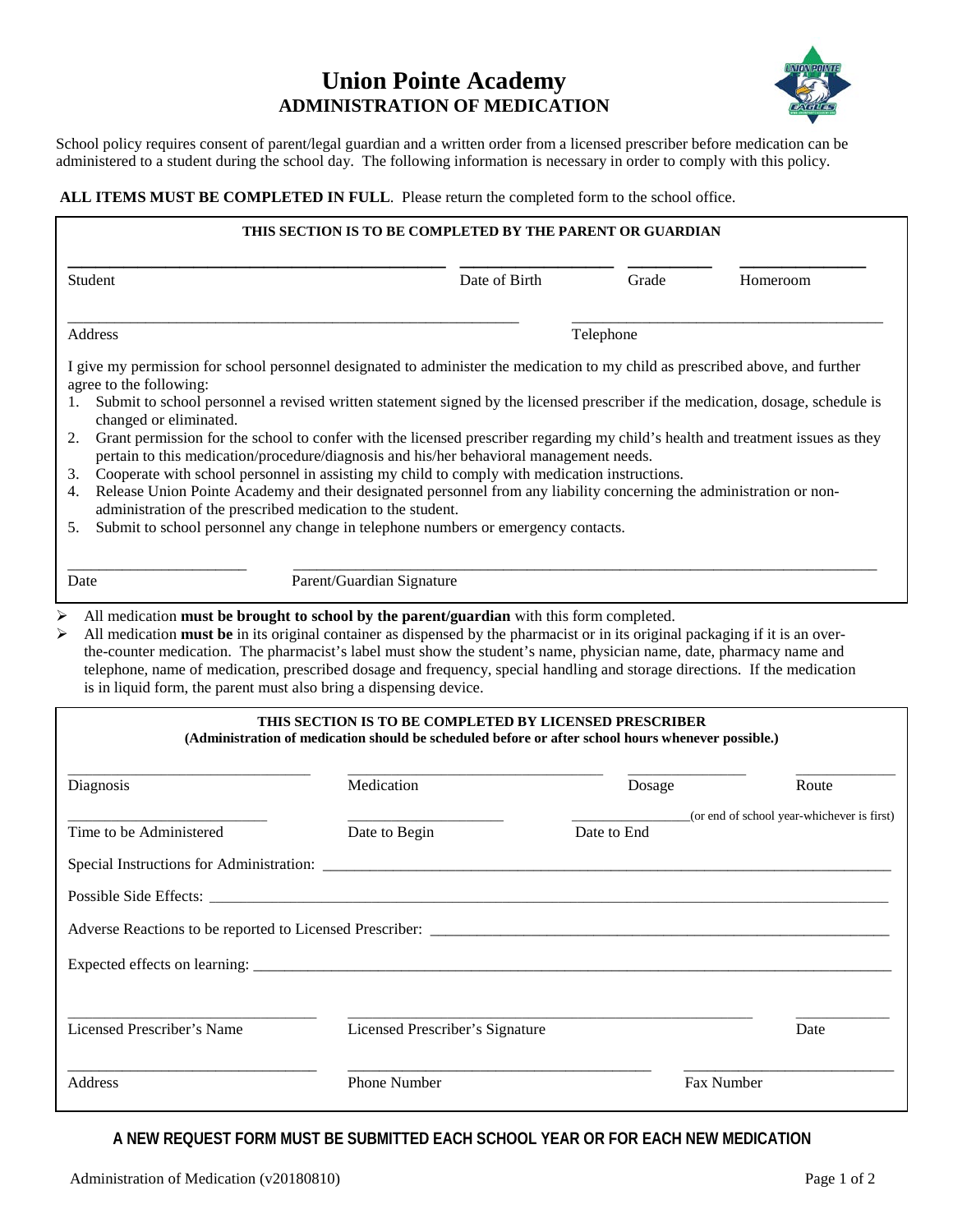# Union Pointe Academy
## ADMINISTRATION OF MEDICATION

School policy requires consent of parent/legal guardian and a written order from a licensed prescriber before medication can be administered to a student during the school day. The following information is necessary in order to comply with this policy.

**ALL ITEMS MUST BE COMPLETED IN FULL**. Please return the completed form to the school office.

**THIS SECTION IS TO BE COMPLETED BY THE PARENT OR GUARDIAN**

| Student | Date of Birth | Grade | Homeroom |
|---|---|---|---|
| | | | |

| Address | Telephone |
|---|---|
| | |

I give my permission for school personnel designated to administer the medication to my child as prescribed above, and further agree to the following:

1. Submit to school personnel a revised written statement signed by the licensed prescriber if the medication, dosage, schedule is changed or eliminated.
2. Grant permission for the school to confer with the licensed prescriber regarding my child's health and treatment issues as they pertain to this medication/procedure/diagnosis and his/her behavioral management needs.
3. Cooperate with school personnel in assisting my child to comply with medication instructions.
4. Release Union Pointe Academy and their designated personnel from any liability concerning the administration or non-administration of the prescribed medication to the student.
5. Submit to school personnel any change in telephone numbers or emergency contacts.

| Date | Parent/Guardian Signature |
|---|---|
| | |

- All medication **must be brought to school by the parent/guardian** with this form completed.
- All medication **must be** in its original container as dispensed by the pharmacist or in its original packaging if it is an over-the-counter medication. The pharmacist's label must show the student's name, physician name, date, pharmacy name and telephone, name of medication, prescribed dosage and frequency, special handling and storage directions. If the medication is in liquid form, the parent must also bring a dispensing device.

**THIS SECTION IS TO BE COMPLETED BY LICENSED PRESCRIBER**
**(Administration of medication should be scheduled before or after school hours whenever possible.)**

| Diagnosis | Medication | Dosage | Route |
|---|---|---|---|
| | | | |

| Time to be Administered | Date to Begin | Date to End (or end of school year-whichever is first) |
|---|---|---|
| | | |

Special Instructions for Administration: ______________________________

Possible Side Effects: ______________________________

Adverse Reactions to be reported to Licensed Prescriber: ______________________________

Expected effects on learning: ______________________________

| Licensed Prescriber's Name | Licensed Prescriber's Signature | Date |
|---|---|---|
| | | |

| Address | Phone Number | Fax Number |
|---|---|---|
| | | |

**A NEW REQUEST FORM MUST BE SUBMITTED EACH SCHOOL YEAR OR FOR EACH NEW MEDICATION**

Administration of Medication (v20180810)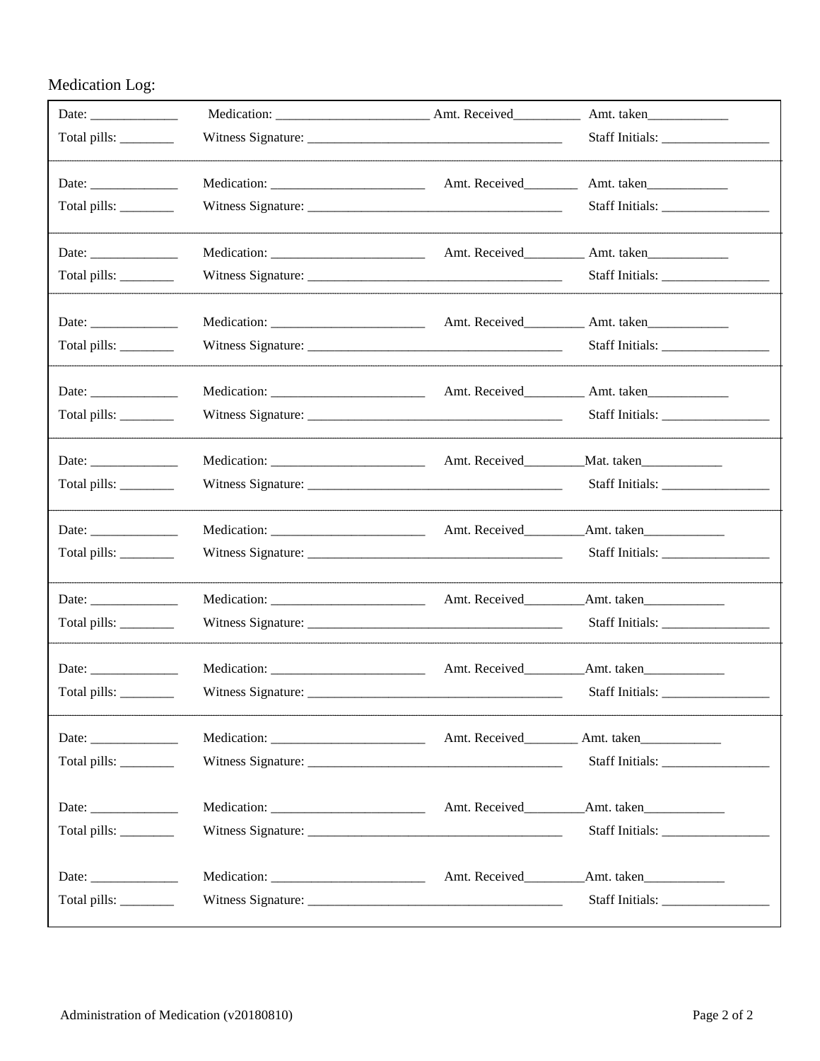Medication Log:

| | | | |
|---|---|---|---|
| Date: _____________ | Medication: ______________________ Amt. Received__________ | Amt. taken____________ | |
| Total pills: ________ | Witness Signature: ____________________________________ | Staff Initials: ________________ | |
| Date: _____________ | Medication: ______________________ Amt. Received________ | Amt. taken____________ | |
| Total pills: ________ | Witness Signature: ____________________________________ | Staff Initials: ________________ | |
| Date: _____________ | Medication: ______________________ Amt. Received_________ | Amt. taken____________ | |
| Total pills: ________ | Witness Signature: ____________________________________ | Staff Initials: ________________ | |
| Date: _____________ | Medication: ______________________ Amt. Received_________ | Amt. taken____________ | |
| Total pills: ________ | Witness Signature: ____________________________________ | Staff Initials: ________________ | |
| Date: _____________ | Medication: ______________________ Amt. Received_________ | Amt. taken____________ | |
| Total pills: ________ | Witness Signature: ____________________________________ | Staff Initials: ________________ | |
| Date: _____________ | Medication: ______________________ Amt. Received_________ | Mat. taken____________ | |
| Total pills: ________ | Witness Signature: ____________________________________ | Staff Initials: ________________ | |
| Date: _____________ | Medication: ______________________ Amt. Received_________ | Amt. taken____________ | |
| Total pills: ________ | Witness Signature: ____________________________________ | Staff Initials: ________________ | |
| Date: _____________ | Medication: ______________________ Amt. Received_________ | Amt. taken____________ | |
| Total pills: ________ | Witness Signature: ____________________________________ | Staff Initials: ________________ | |
| Date: _____________ | Medication: ______________________ Amt. Received_________ | Amt. taken____________ | |
| Total pills: ________ | Witness Signature: ____________________________________ | Staff Initials: ________________ | |
| Date: _____________ | Medication: ______________________ Amt. Received________ | Amt. taken____________ | |
| Total pills: ________ | Witness Signature: ____________________________________ | Staff Initials: ________________ | |
| Date: _____________ | Medication: ______________________ Amt. Received_________ | Amt. taken____________ | |
| Total pills: ________ | Witness Signature: ____________________________________ | Staff Initials: ________________ | |
| Date: _____________ | Medication: ______________________ Amt. Received_________ | Amt. taken____________ | |
| Total pills: ________ | Witness Signature: ____________________________________ | Staff Initials: ________________ | |

Administration of Medication (v20180810)